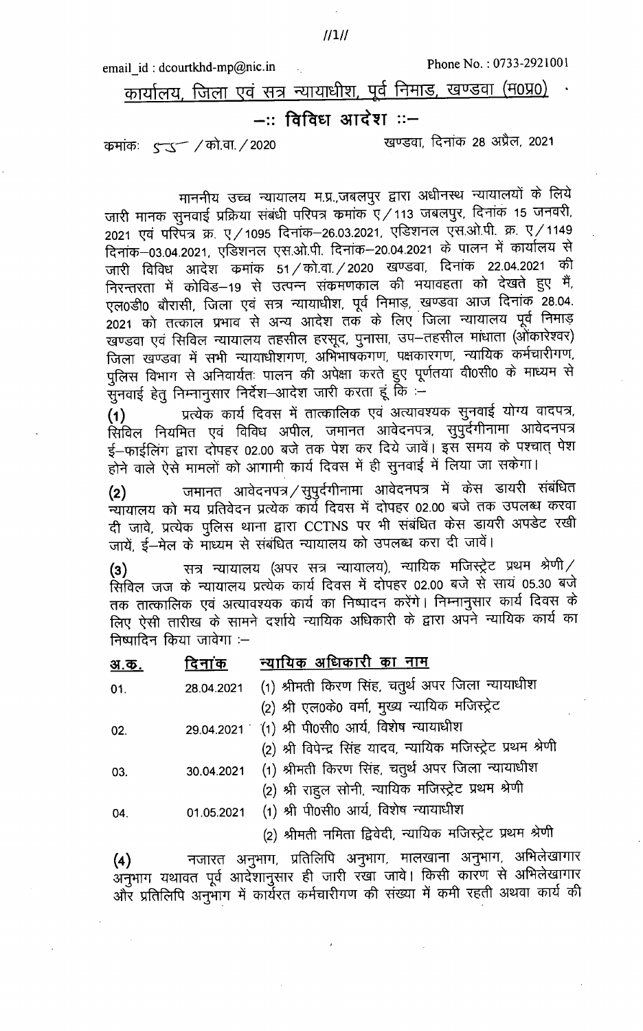email_id : dcourtkhd-mp@nic.in Phone No. : 0733-2921001

## कार्यालय, जिला एवं सत्र न्यायाधीश, पूर्व निमाड़, खण्डवा (म0प्र0)

## –:: विविध आदेश ::–

क्रमांकः 55 / को.वा. / 2020 खण्डवा, दिनांक 28 अप्रैल, 2021

माननीय उच्च न्यायालय म.प्र.,जबलपुर द्वारा अधीनस्थ न्यायालयों के लिये जारी मानक सुनवाई प्रक्रिया संबंधी परिपत्र कमांक ए/113 जबलपुर, दिनांक 15 जनवरी, 2021 एवं परिपत्र क्र. ए/1095 दिनांक–26.03.2021, एडिशनल एस.ओ.पी. क्र. ए/1149 दिनांक–03.04.2021, एडिशनल एस.ओ.पी. दिनांक–20.04.2021 के पालन में कार्यालय से जारी विविध आदेश कमांक 51/को.वा./2020 खण्डवा, दिनांक 22.04.2021 की निरन्तरता में कोविड–19 से उत्पन्न संक्रमणकाल की भयावहता को देखते हुए मैं, एल0डी0 बौरासी, जिला एवं सत्र न्यायाधीश, पूर्व निमाड़, खण्डवा आज दिनांक 28.04.2021 को तत्काल प्रभाव से अन्य आदेश तक के लिए जिला न्यायालय पूर्व निमाड़ खण्डवा एवं सिविल न्यायालय तहसील हरसूद, पुनासा, उप–तहसील मांधाता (ओंकारेश्वर) जिला खण्डवा में सभी न्यायाधीशगण, अभिभाषकगण, पक्षकारगण, न्यायिक कर्मचारीगण, पुलिस विभाग से अनिवार्यतः पालन की अपेक्षा करते हुए पूर्णतया वी0सी0 के माध्यम से सुनवाई हेतु निम्नानुसार निर्देश–आदेश जारी करता हूं कि :–

**(1)** प्रत्येक कार्य दिवस में तात्कालिक एवं अत्यावश्यक सुनवाई योग्य वादपत्र, सिविल नियमित एवं विविध अपील, जमानत आवेदनपत्र, सुपुर्दगीनामा आवेदनपत्र ई–फाईलिंग द्वारा दोपहर 02.00 बजे तक पेश कर दिये जावें। इस समय के पश्चात् पेश होने वाले ऐसे मामलों को आगामी कार्य दिवस में ही सुनवाई में लिया जा सकेगा।

**(2)** जमानत आवेदनपत्र/सुपुर्दगीनामा आवेदनपत्र में केस डायरी संबंधित न्यायालय को मय प्रतिवेदन प्रत्येक कार्य दिवस में दोपहर 02.00 बजे तक उपलब्ध करवा दी जावे, प्रत्येक पुलिस थाना द्वारा CCTNS पर भी संबंधित केस डायरी अपडेट रखी जायें, ई–मेल के माध्यम से संबंधित न्यायालय को उपलब्ध करा दी जावें।

**(3)** सत्र न्यायालय (अपर सत्र न्यायालय), न्यायिक मजिस्ट्रेट प्रथम श्रेणी/सिविल जज के न्यायालय प्रत्येक कार्य दिवस में दोपहर 02.00 बजे से सायं 05.30 बजे तक तात्कालिक एवं अत्यावश्यक कार्य का निष्पादन करेंगे। निम्नानुसार कार्य दिवस के लिए ऐसी तारीख के सामने दर्शाये न्यायिक अधिकारी के द्वारा अपने न्यायिक कार्य का निष्पादिन किया जावेगा :–

| अ.क्र. | दिनांक | न्यायिक अधिकारी का नाम |
|---|---|---|
| 01. | 28.04.2021 | (1) श्रीमती किरण सिंह, चतुर्थ अपर जिला न्यायाधीश<br>(2) श्री एल0के0 वर्मा, मुख्य न्यायिक मजिस्ट्रेट |
| 02. | 29.04.2021 | (1) श्री पी0सी0 आर्य, विशेष न्यायाधीश<br>(2) श्री विपेन्द्र सिंह यादव, न्यायिक मजिस्ट्रेट प्रथम श्रेणी |
| 03. | 30.04.2021 | (1) श्रीमती किरण सिंह, चतुर्थ अपर जिला न्यायाधीश<br>(2) श्री राहुल सोनी, न्यायिक मजिस्ट्रेट प्रथम श्रेणी |
| 04. | 01.05.2021 | (1) श्री पी0सी0 आर्य, विशेष न्यायाधीश<br>(2) श्रीमती नमिता द्विवेदी, न्यायिक मजिस्ट्रेट प्रथम श्रेणी |

**(4)** नजारत अनुभाग, प्रतिलिपि अनुभाग, मालखाना अनुभाग, अभिलेखागार अनुभाग यथावत पूर्व आदेशानुसार ही जारी रखा जावे। किसी कारण से अभिलेखागार और प्रतिलिपि अनुभाग में कार्यरत कर्मचारीगण की संख्या में कमी रहती अथवा कार्य की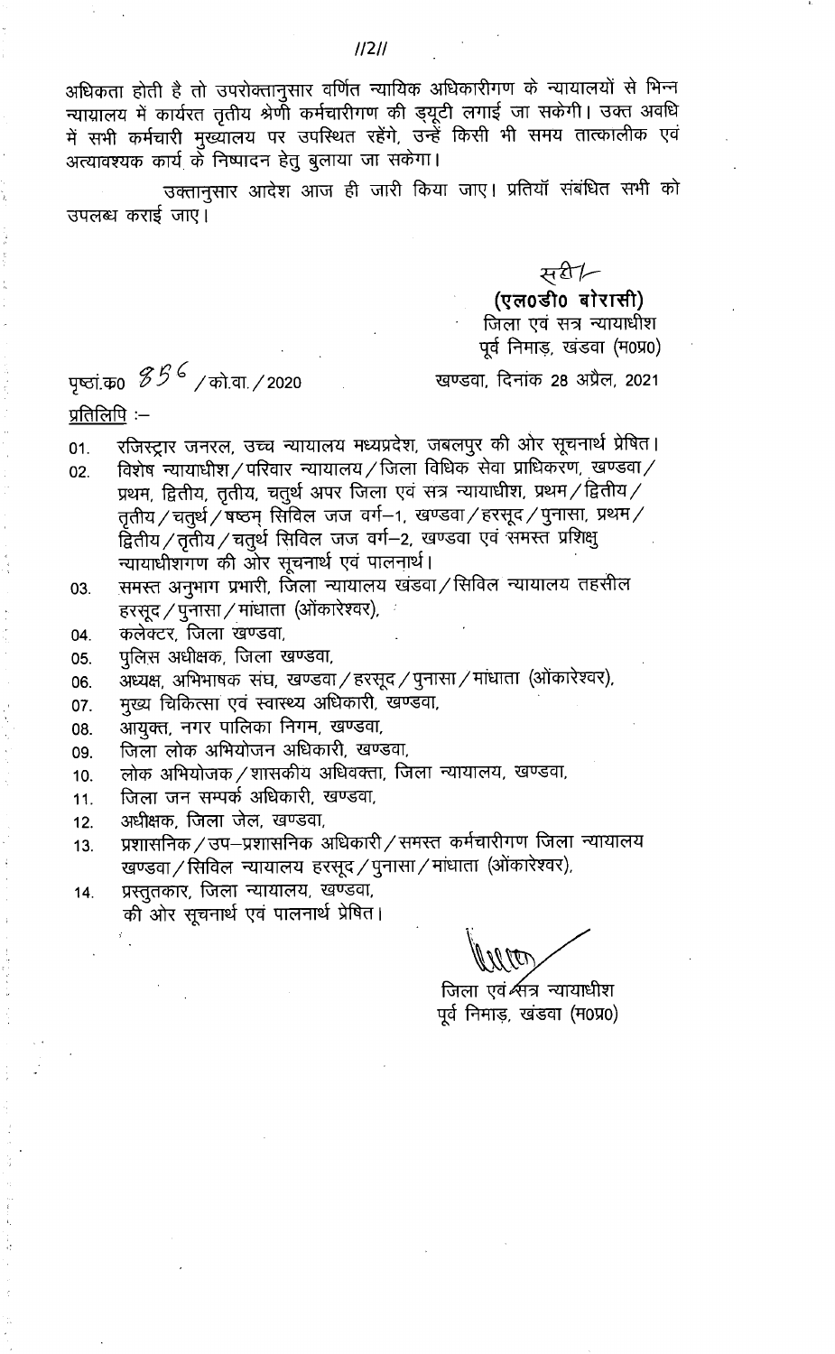अधिकता होती है तो उपरोक्तानुसार वर्णित न्यायिक अधिकारीगण के न्यायालयों से भिन्न न्यायालय में कार्यरत तृतीय श्रेणी कर्मचारीगण की ड्यूटी लगाई जा सकेगी। उक्त अवधि में सभी कर्मचारी मुख्यालय पर उपस्थित रहेंगे, उन्हें किसी भी समय तात्कालीक एवं अत्यावश्यक कार्य के निष्पादन हेतु बुलाया जा सकेगा।

उक्तानुसार आदेश आज ही जारी किया जाए। प्रतियॉ संबंधित सभी को उपलब्ध कराई जाए।

सही/-

**(एल0डी0 बोरासी)**
जिला एवं सत्र न्यायाधीश
पूर्व निमाड़, खंडवा (म0प्र0)

पृष्ठां.क0 856 / को.वा. / 2020 खण्डवा, दिनांक 28 अप्रैल, 2021

<u>प्रतिलिपि</u> :–

01. रजिस्ट्रार जनरल, उच्च न्यायालय मध्यप्रदेश, जबलपुर की ओर सूचनार्थ प्रेषित।
02. विशेष न्यायाधीश / परिवार न्यायालय / जिला विधिक सेवा प्राधिकरण, खण्डवा / प्रथम, द्वितीय, तृतीय, चतुर्थ अपर जिला एवं सत्र न्यायाधीश, प्रथम / द्वितीय / तृतीय / चतुर्थ / षष्ठम् सिविल जज वर्ग–1, खण्डवा / हरसूद / पुनासा, प्रथम / द्वितीय / तृतीय / चतुर्थ सिविल जज वर्ग–2, खण्डवा एवं समस्त प्रशिक्षु न्यायाधीशगण की ओर सूचनार्थ एवं पालनार्थ।
03. समस्त अनुभाग प्रभारी, जिला न्यायालय खंडवा / सिविल न्यायालय तहसील हरसूद / पुनासा / मांधाता (ओंकारेश्वर),
04. कलेक्टर, जिला खण्डवा,
05. पुलिस अधीक्षक, जिला खण्डवा,
06. अध्यक्ष, अभिभाषक संघ, खण्डवा / हरसूद / पुनासा / मांधाता (ओंकारेश्वर),
07. मुख्य चिकित्सा एवं स्वास्थ्य अधिकारी, खण्डवा,
08. आयुक्त, नगर पालिका निगम, खण्डवा,
09. जिला लोक अभियोजन अधिकारी, खण्डवा,
10. लोक अभियोजक / शासकीय अधिवक्ता, जिला न्यायालय, खण्डवा,
11. जिला जन सम्पर्क अधिकारी, खण्डवा,
12. अधीक्षक, जिला जेल, खण्डवा,
13. प्रशासनिक / उप–प्रशासनिक अधिकारी / समस्त कर्मचारीगण जिला न्यायालय खण्डवा / सिविल न्यायालय हरसूद / पुनासा / मांधाता (ओंकारेश्वर),
14. प्रस्तुतकार, जिला न्यायालय, खण्डवा,
    की ओर सूचनार्थ एवं पालनार्थ प्रेषित।

जिला एवं सत्र न्यायाधीश
पूर्व निमाड़, खंडवा (म0प्र0)